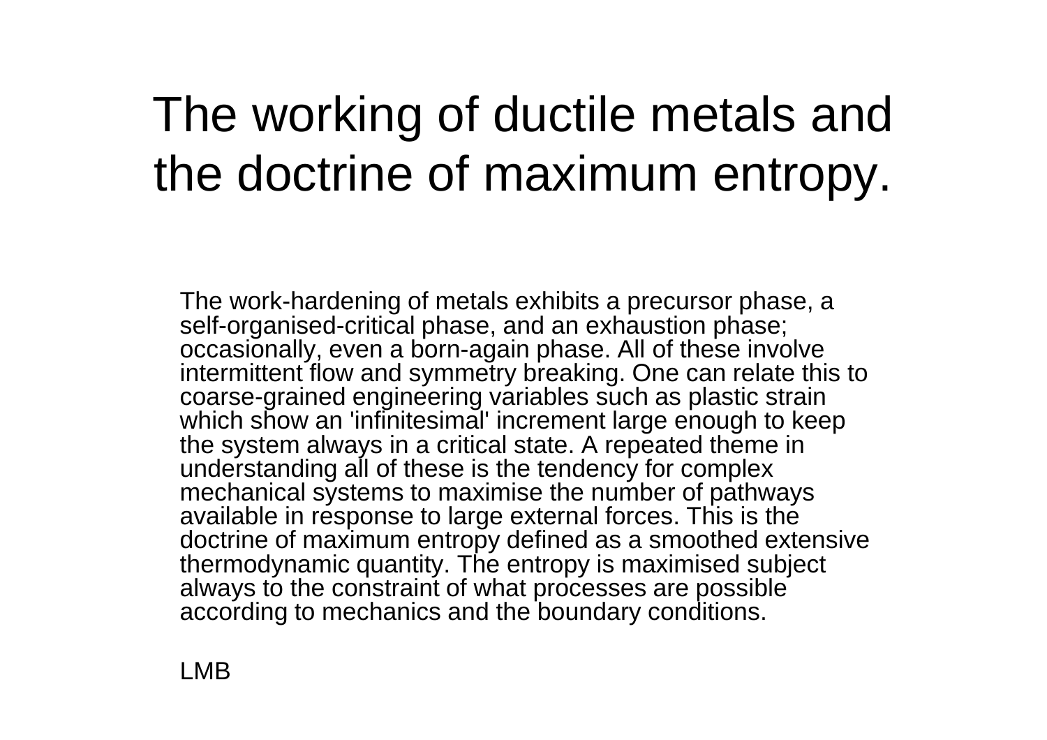# The working of ductile metals and the doctrine of maximum entropy.

The work-hardening of metals exhibits a precursor phase, a self-organised-critical phase, and an exhaustion phase; occasionally, even a born-again phase. All of these involve intermittent flow and symmetry breaking. One can relate this to coarse-grained engineering variables such as plastic strain which show an 'infinitesimal' increment large enough to keep the system always in a critical state. A repeated theme in understanding all of these is the tendency for complex mechanical systems to maximise the number of pathways available in response to large external forces. This is the doctrine of maximum entropy defined as a smoothed extensive thermodynamic quantity. The entropy is maximised subject always to the constraint of what processes are possible according to mechanics and the boundary conditions.

LMB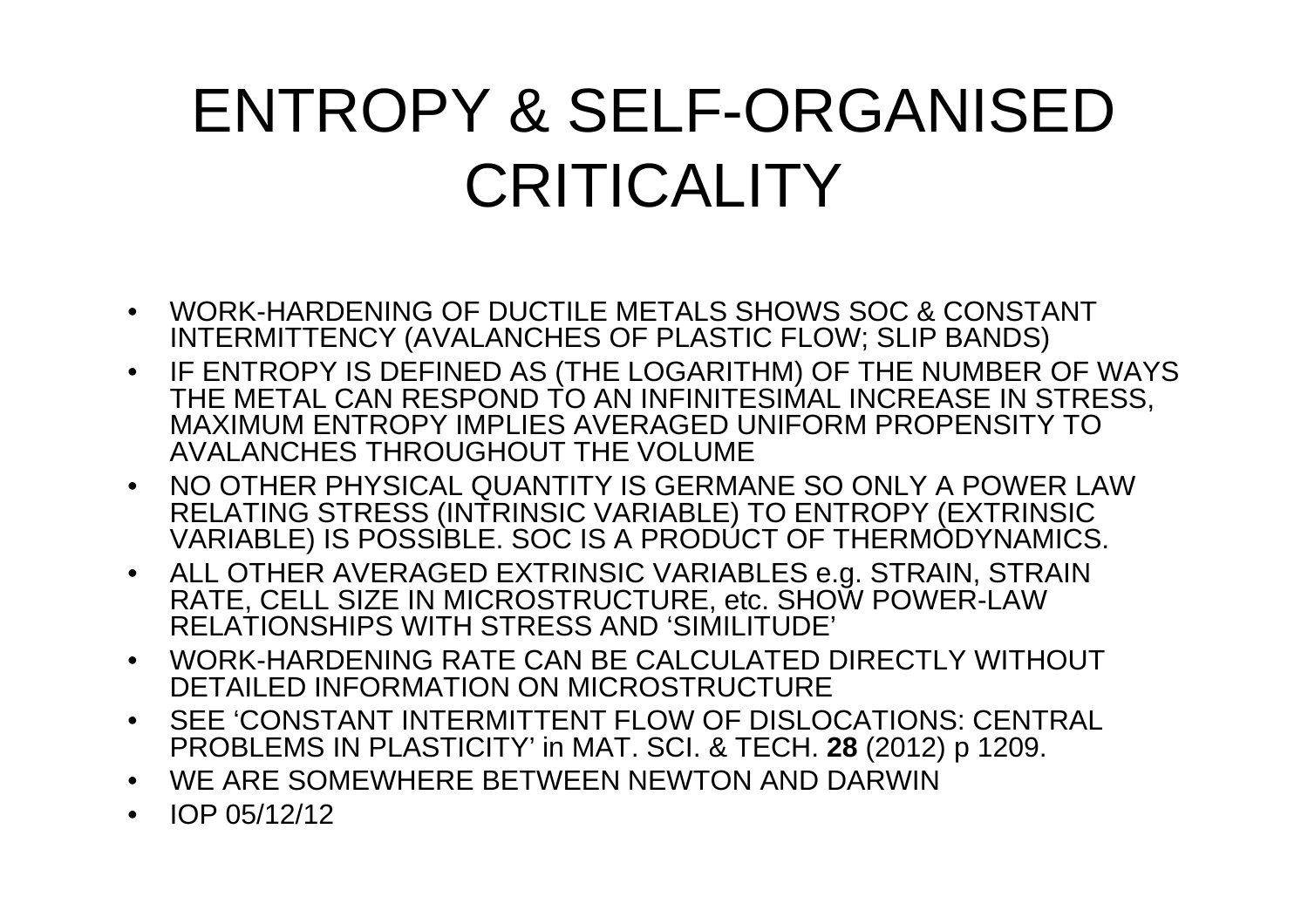# ENTROPY & SELF-ORGANISED CRITICALITY

- WORK-HARDENING OF DUCTILE METALS SHOWS SOC & CONSTANT INTERMITTENCY (AVALANCHES OF PLASTIC FLOW; SLIP BANDS)
- IF ENTROPY IS DEFINED AS (THE LOGARITHM) OF THE NUMBER OF WAYS THE METAL CAN RESPOND TO AN INFINITESIMAL INCREASE IN STRESS, MAXIMUM ENTROPY IMPLIES AVERAGED UNIFORM PROPENSITY TO AVALANCHES THROUGHOUT THE VOLUME
- NO OTHER PHYSICAL QUANTITY IS GERMANE SO ONLY A POWER LAW RELATING STRESS (INTRINSIC VARIABLE) TO ENTROPY (EXTRINSIC VARIABLE) IS POSSIBLE. SOC IS A PRODUCT OF THERMODYNAMICS.
- ALL OTHER AVERAGED EXTRINSIC VARIABLES e.g. STRAIN, STRAIN RATE, CELL SIZE IN MICROSTRUCTURE, etc. SHOW POWER-LAW RELATIONSHIPS WITH STRESS AND 'SIMILITUDE'
- WORK-HARDENING RATE CAN BE CALCULATED DIRECTLY WITHOUT DETAILED INFORMATION ON MICROSTRUCTURE
- SEE 'CONSTANT INTERMITTENT FLOW OF DISLOCATIONS: CENTRAL PROBLEMS IN PLASTICITY' in MAT. SCI. & TECH. **28** (2012) p 1209.
- WE ARE SOMEWHERE BETWEEN NEWTON AND DARWIN
- IOP 05/12/12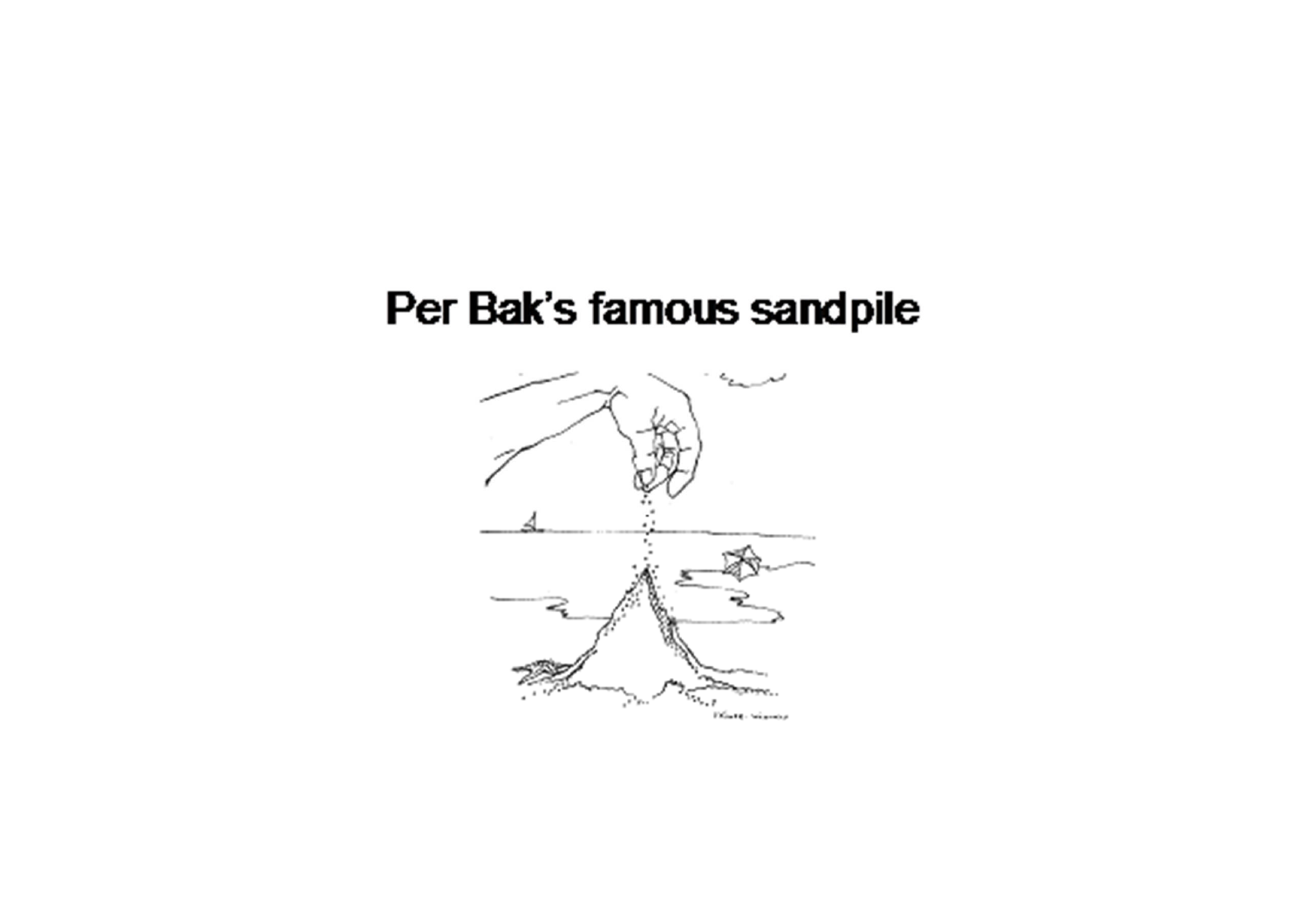# Per Bak's famous sandpile